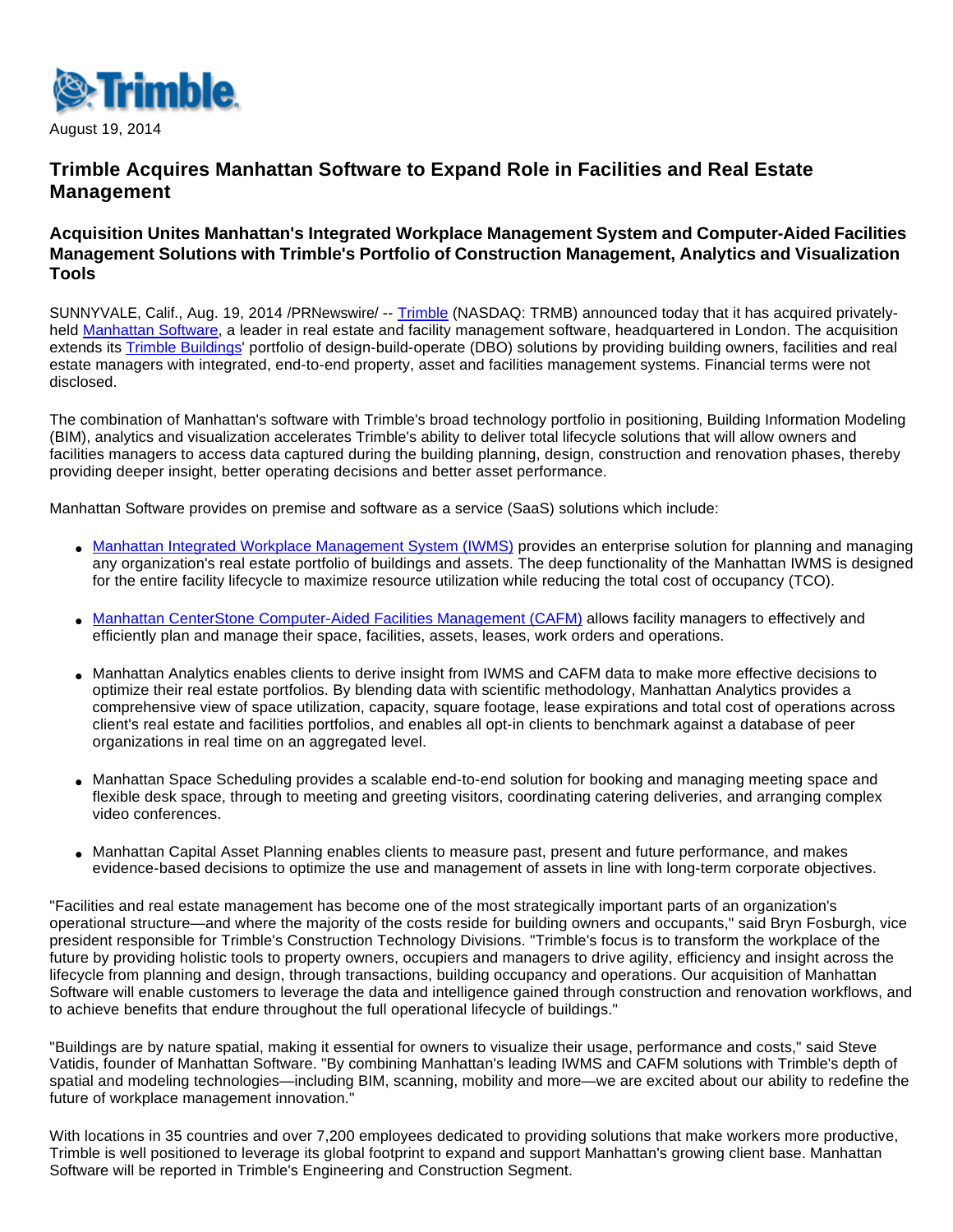August 19, 2014

## Trimble Acquires Manhattan Software to Expand Role in Facilities and Real Estate Management

### Acquisition Unites Manhattan's Integrated Workplace Management System and Computer-Aided Facilities Management Solutions with Trimble's Portfolio of Construction Management, Analytics and Visualization Tools

SUNNYVALE, Calif., Aug. 19, 2014 /PRNewswire/ -- Trimble (NASDAQ: TRMB) announced today that it has acquired privately-held Manhattan Software, a leader in real estate and facility management software, headquartered in London. The acquisition extends its Trimble Buildings' portfolio of design-build-operate (DBO) solutions by providing building owners, facilities and real estate managers with integrated, end-to-end property, asset and facilities management systems. Financial terms were not disclosed.

The combination of Manhattan's software with Trimble's broad technology portfolio in positioning, Building Information Modeling (BIM), analytics and visualization accelerates Trimble's ability to deliver total lifecycle solutions that will allow owners and facilities managers to access data captured during the building planning, design, construction and renovation phases, thereby providing deeper insight, better operating decisions and better asset performance.

Manhattan Software provides on premise and software as a service (SaaS) solutions which include:

- Manhattan Integrated Workplace Management System (IWMS) provides an enterprise solution for planning and managing any organization's real estate portfolio of buildings and assets. The deep functionality of the Manhattan IWMS is designed for the entire facility lifecycle to maximize resource utilization while reducing the total cost of occupancy (TCO).
- Manhattan CenterStone Computer-Aided Facilities Management (CAFM) allows facility managers to effectively and efficiently plan and manage their space, facilities, assets, leases, work orders and operations.
- Manhattan Analytics enables clients to derive insight from IWMS and CAFM data to make more effective decisions to optimize their real estate portfolios. By blending data with scientific methodology, Manhattan Analytics provides a comprehensive view of space utilization, capacity, square footage, lease expirations and total cost of operations across client's real estate and facilities portfolios, and enables all opt-in clients to benchmark against a database of peer organizations in real time on an aggregated level.
- Manhattan Space Scheduling provides a scalable end-to-end solution for booking and managing meeting space and flexible desk space, through to meeting and greeting visitors, coordinating catering deliveries, and arranging complex video conferences.
- Manhattan Capital Asset Planning enables clients to measure past, present and future performance, and makes evidence-based decisions to optimize the use and management of assets in line with long-term corporate objectives.

"Facilities and real estate management has become one of the most strategically important parts of an organization's operational structure—and where the majority of the costs reside for building owners and occupants," said Bryn Fosburgh, vice president responsible for Trimble's Construction Technology Divisions. "Trimble's focus is to transform the workplace of the future by providing holistic tools to property owners, occupiers and managers to drive agility, efficiency and insight across the lifecycle from planning and design, through transactions, building occupancy and operations. Our acquisition of Manhattan Software will enable customers to leverage the data and intelligence gained through construction and renovation workflows, and to achieve benefits that endure throughout the full operational lifecycle of buildings."

"Buildings are by nature spatial, making it essential for owners to visualize their usage, performance and costs," said Steve Vatidis, founder of Manhattan Software. "By combining Manhattan's leading IWMS and CAFM solutions with Trimble's depth of spatial and modeling technologies—including BIM, scanning, mobility and more—we are excited about our ability to redefine the future of workplace management innovation."

With locations in 35 countries and over 7,200 employees dedicated to providing solutions that make workers more productive, Trimble is well positioned to leverage its global footprint to expand and support Manhattan's growing client base. Manhattan Software will be reported in Trimble's Engineering and Construction Segment.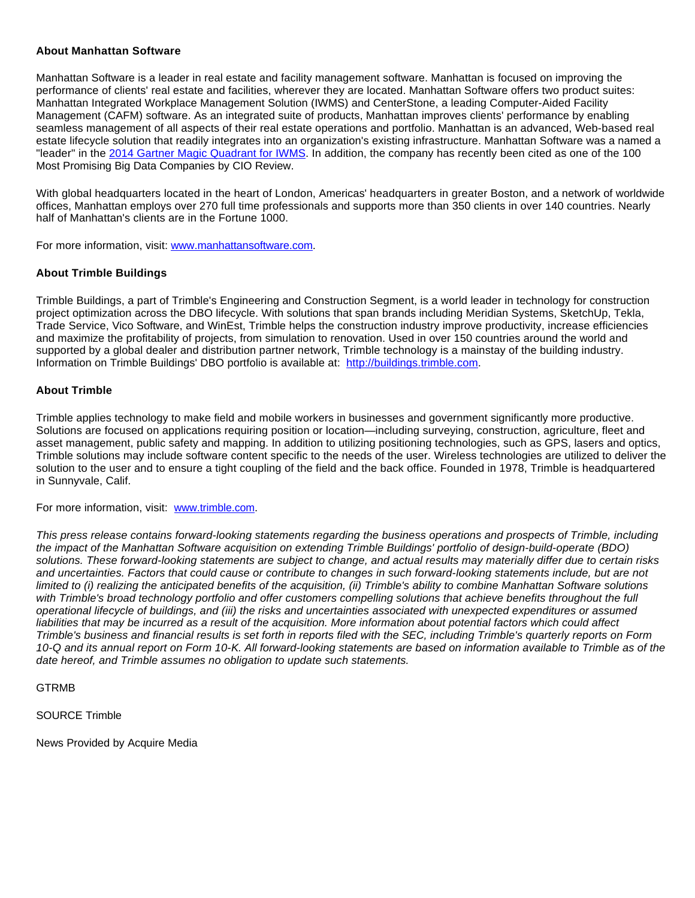**About Manhattan Software**

Manhattan Software is a leader in real estate and facility management software. Manhattan is focused on improving the performance of clients' real estate and facilities, wherever they are located. Manhattan Software offers two product suites: Manhattan Integrated Workplace Management Solution (IWMS) and CenterStone, a leading Computer-Aided Facility Management (CAFM) software. As an integrated suite of products, Manhattan improves clients' performance by enabling seamless management of all aspects of their real estate operations and portfolio. Manhattan is an advanced, Web-based real estate lifecycle solution that readily integrates into an organization's existing infrastructure. Manhattan Software was a named a "leader" in the [2014 Gartner Magic Quadrant for IWMS](). In addition, the company has recently been cited as one of the 100 Most Promising Big Data Companies by CIO Review.

With global headquarters located in the heart of London, Americas' headquarters in greater Boston, and a network of worldwide offices, Manhattan employs over 270 full time professionals and supports more than 350 clients in over 140 countries. Nearly half of Manhattan's clients are in the Fortune 1000.

For more information, visit: [www.manhattansoftware.com](www.manhattansoftware.com).

**About Trimble Buildings**

Trimble Buildings, a part of Trimble's Engineering and Construction Segment, is a world leader in technology for construction project optimization across the DBO lifecycle. With solutions that span brands including Meridian Systems, SketchUp, Tekla, Trade Service, Vico Software, and WinEst, Trimble helps the construction industry improve productivity, increase efficiencies and maximize the profitability of projects, from simulation to renovation. Used in over 150 countries around the world and supported by a global dealer and distribution partner network, Trimble technology is a mainstay of the building industry. Information on Trimble Buildings' DBO portfolio is available at: [http://buildings.trimble.com](http://buildings.trimble.com).

**About Trimble**

Trimble applies technology to make field and mobile workers in businesses and government significantly more productive. Solutions are focused on applications requiring position or location—including surveying, construction, agriculture, fleet and asset management, public safety and mapping. In addition to utilizing positioning technologies, such as GPS, lasers and optics, Trimble solutions may include software content specific to the needs of the user. Wireless technologies are utilized to deliver the solution to the user and to ensure a tight coupling of the field and the back office. Founded in 1978, Trimble is headquartered in Sunnyvale, Calif.

For more information, visit: [www.trimble.com](www.trimble.com).

*This press release contains forward-looking statements regarding the business operations and prospects of Trimble, including the impact of the Manhattan Software acquisition on extending Trimble Buildings' portfolio of design-build-operate (BDO) solutions. These forward-looking statements are subject to change, and actual results may materially differ due to certain risks and uncertainties. Factors that could cause or contribute to changes in such forward-looking statements include, but are not limited to (i) realizing the anticipated benefits of the acquisition, (ii) Trimble's ability to combine Manhattan Software solutions with Trimble's broad technology portfolio and offer customers compelling solutions that achieve benefits throughout the full operational lifecycle of buildings, and (iii) the risks and uncertainties associated with unexpected expenditures or assumed liabilities that may be incurred as a result of the acquisition. More information about potential factors which could affect Trimble's business and financial results is set forth in reports filed with the SEC, including Trimble's quarterly reports on Form 10-Q and its annual report on Form 10-K. All forward-looking statements are based on information available to Trimble as of the date hereof, and Trimble assumes no obligation to update such statements.*

GTRMB

SOURCE Trimble

News Provided by Acquire Media